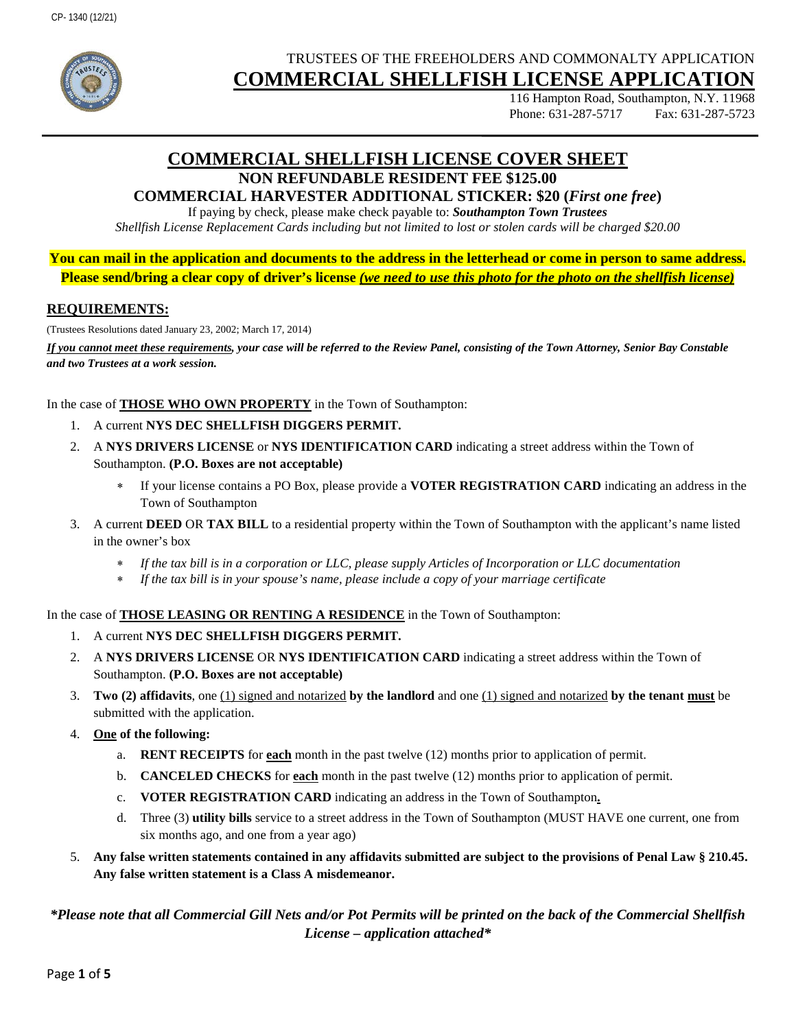CP- 1340 (12/21)

TRUSTEES OF THE FREEHOLDERS AND COMMONALTY APPLICATION

# COMMERCIAL SHELLFISH LICENSE APPLICATION

116 Hampton Road, Southampton, N.Y. 11968
Phone: 631-287-5717 Fax: 631-287-5723

## COMMERCIAL SHELLFISH LICENSE COVER SHEET

**NON REFUNDABLE RESIDENT FEE $125.00**

**COMMERCIAL HARVESTER ADDITIONAL STICKER: $20 (*First one free*)**

If paying by check, please make check payable to: ***Southampton Town Trustees***

*Shellfish License Replacement Cards including but not limited to lost or stolen cards will be charged $20.00*

**You can mail in the application and documents to the address in the letterhead or come in person to same address.**
**Please send/bring a clear copy of driver's license *(we need to use this photo for the photo on the shellfish license)***

### REQUIREMENTS:

(Trustees Resolutions dated January 23, 2002; March 17, 2014)

***If you cannot meet these requirements, your case will be referred to the Review Panel, consisting of the Town Attorney, Senior Bay Constable and two Trustees at a work session.***

In the case of **THOSE WHO OWN PROPERTY** in the Town of Southampton:

1. A current **NYS DEC SHELLFISH DIGGERS PERMIT.**
2. A **NYS DRIVERS LICENSE** or **NYS IDENTIFICATION CARD** indicating a street address within the Town of Southampton. **(P.O. Boxes are not acceptable)**
   - If your license contains a PO Box, please provide a **VOTER REGISTRATION CARD** indicating an address in the Town of Southampton
3. A current **DEED** OR **TAX BILL** to a residential property within the Town of Southampton with the applicant's name listed in the owner's box
   - *If the tax bill is in a corporation or LLC, please supply Articles of Incorporation or LLC documentation*
   - *If the tax bill is in your spouse's name, please include a copy of your marriage certificate*

In the case of **THOSE LEASING OR RENTING A RESIDENCE** in the Town of Southampton:

1. A current **NYS DEC SHELLFISH DIGGERS PERMIT.**
2. A **NYS DRIVERS LICENSE** OR **NYS IDENTIFICATION CARD** indicating a street address within the Town of Southampton. **(P.O. Boxes are not acceptable)**
3. **Two (2) affidavits**, one (1) signed and notarized **by the landlord** and one (1) signed and notarized **by the tenant must** be submitted with the application.
4. **One of the following:**
   a. **RENT RECEIPTS** for **each** month in the past twelve (12) months prior to application of permit.
   b. **CANCELED CHECKS** for **each** month in the past twelve (12) months prior to application of permit.
   c. **VOTER REGISTRATION CARD** indicating an address in the Town of Southampton**.**
   d. Three (3) **utility bills** service to a street address in the Town of Southampton (MUST HAVE one current, one from six months ago, and one from a year ago)
5. **Any false written statements contained in any affidavits submitted are subject to the provisions of Penal Law § 210.45. Any false written statement is a Class A misdemeanor.**

***\*Please note that all Commercial Gill Nets and/or Pot Permits will be printed on the back of the Commercial Shellfish License – application attached\****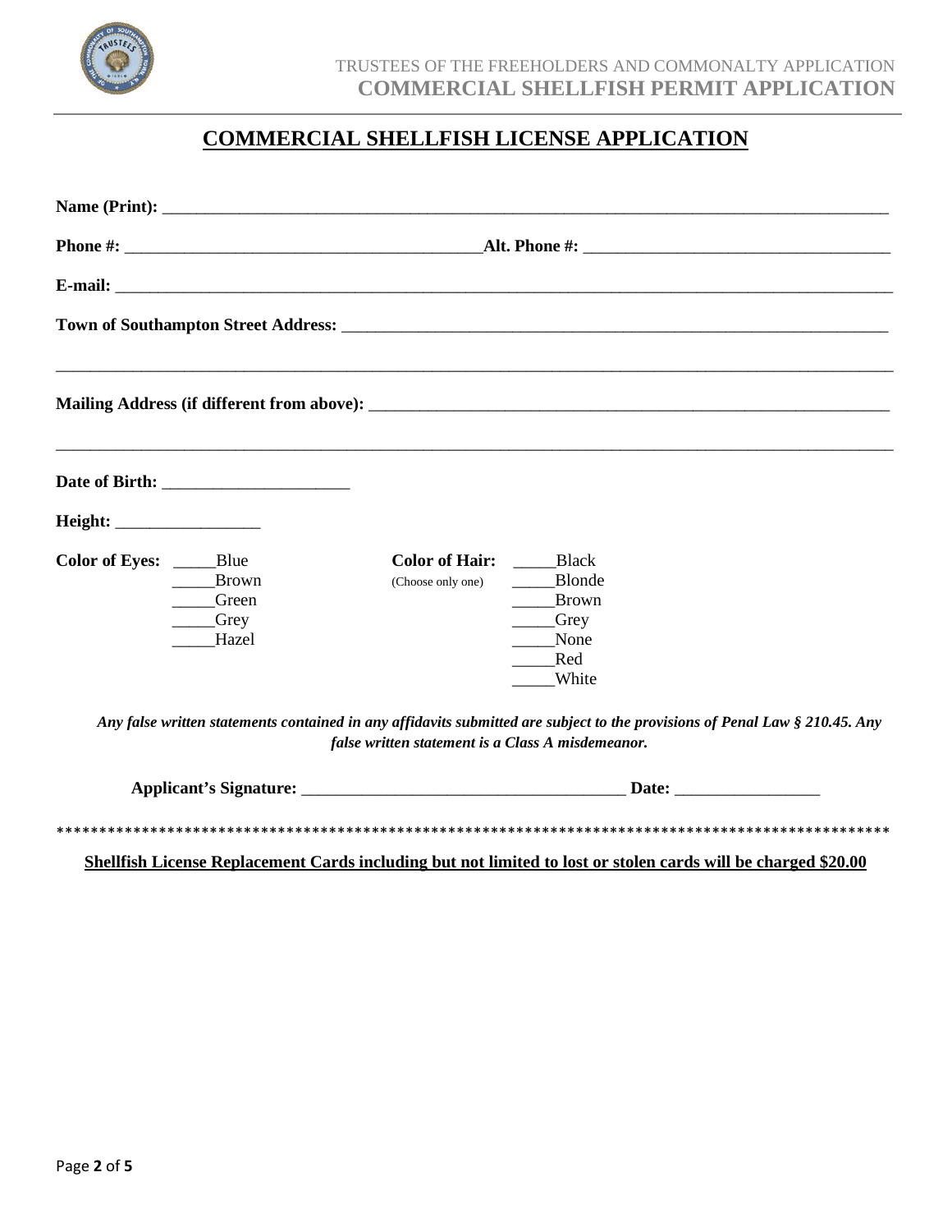TRUSTEES OF THE FREEHOLDERS AND COMMONALTY APPLICATION
**COMMERCIAL SHELLFISH PERMIT APPLICATION**

# COMMERCIAL SHELLFISH LICENSE APPLICATION

**Name (Print):** ______________________________________________________________________________

**Phone #:** ________________________________________**Alt. Phone #:** __________________________________

**E-mail:** _________________________________________________________________________________________

**Town of Southampton Street Address:** ______________________________________________________________

_____________________________________________________________________________________________

**Mailing Address (if different from above):** _________________________________________________________

_____________________________________________________________________________________________

**Date of Birth:** _____________________

**Height:** ________________

**Color of Eyes:**
_____Blue
_____Brown
_____Green
_____Grey
_____Hazel

**Color of Hair:** (Choose only one)
_____Black
_____Blonde
_____Brown
_____Grey
_____None
_____Red
_____White

***Any false written statements contained in any affidavits submitted are subject to the provisions of Penal Law § 210.45. Any false written statement is a Class A misdemeanor.***

**Applicant's Signature:** _____________________________________ **Date:** ________________

****************************************************************************************************

**Shellfish License Replacement Cards including but not limited to lost or stolen cards will be charged $20.00**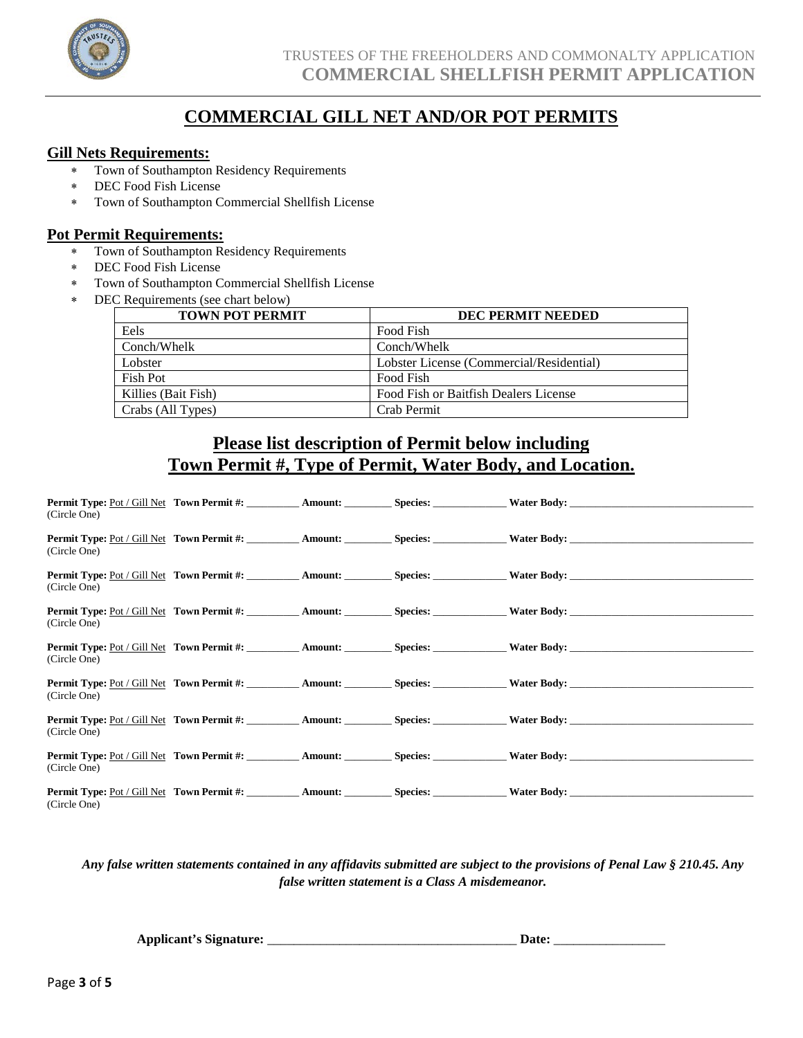TRUSTEES OF THE FREEHOLDERS AND COMMONALTY APPLICATION
**COMMERCIAL SHELLFISH PERMIT APPLICATION**

# COMMERCIAL GILL NET AND/OR POT PERMITS

## Gill Nets Requirements:

* Town of Southampton Residency Requirements
* DEC Food Fish License
* Town of Southampton Commercial Shellfish License

## Pot Permit Requirements:

* Town of Southampton Residency Requirements
* DEC Food Fish License
* Town of Southampton Commercial Shellfish License
* DEC Requirements (see chart below)

| TOWN POT PERMIT | DEC PERMIT NEEDED |
|---|---|
| Eels | Food Fish |
| Conch/Whelk | Conch/Whelk |
| Lobster | Lobster License (Commercial/Residential) |
| Fish Pot | Food Fish |
| Killies (Bait Fish) | Food Fish or Baitfish Dealers License |
| Crabs (All Types) | Crab Permit |

## Please list description of Permit below including Town Permit #, Type of Permit, Water Body, and Location.

**Permit Type:** Pot / Gill Net (Circle One) **Town Permit #:** __________ **Amount:** _________ **Species:** ______________ **Water Body:** ___________________________________

**Permit Type:** Pot / Gill Net (Circle One) **Town Permit #:** __________ **Amount:** _________ **Species:** ______________ **Water Body:** ___________________________________

**Permit Type:** Pot / Gill Net (Circle One) **Town Permit #:** __________ **Amount:** _________ **Species:** ______________ **Water Body:** ___________________________________

**Permit Type:** Pot / Gill Net (Circle One) **Town Permit #:** __________ **Amount:** _________ **Species:** ______________ **Water Body:** ___________________________________

**Permit Type:** Pot / Gill Net (Circle One) **Town Permit #:** __________ **Amount:** _________ **Species:** ______________ **Water Body:** ___________________________________

**Permit Type:** Pot / Gill Net (Circle One) **Town Permit #:** __________ **Amount:** _________ **Species:** ______________ **Water Body:** ___________________________________

**Permit Type:** Pot / Gill Net (Circle One) **Town Permit #:** __________ **Amount:** _________ **Species:** ______________ **Water Body:** ___________________________________

**Permit Type:** Pot / Gill Net (Circle One) **Town Permit #:** __________ **Amount:** _________ **Species:** ______________ **Water Body:** ___________________________________

**Permit Type:** Pot / Gill Net (Circle One) **Town Permit #:** __________ **Amount:** _________ **Species:** ______________ **Water Body:** ___________________________________

***Any false written statements contained in any affidavits submitted are subject to the provisions of Penal Law § 210.45. Any false written statement is a Class A misdemeanor.***

**Applicant's Signature:** ______________________________________ **Date:** _________________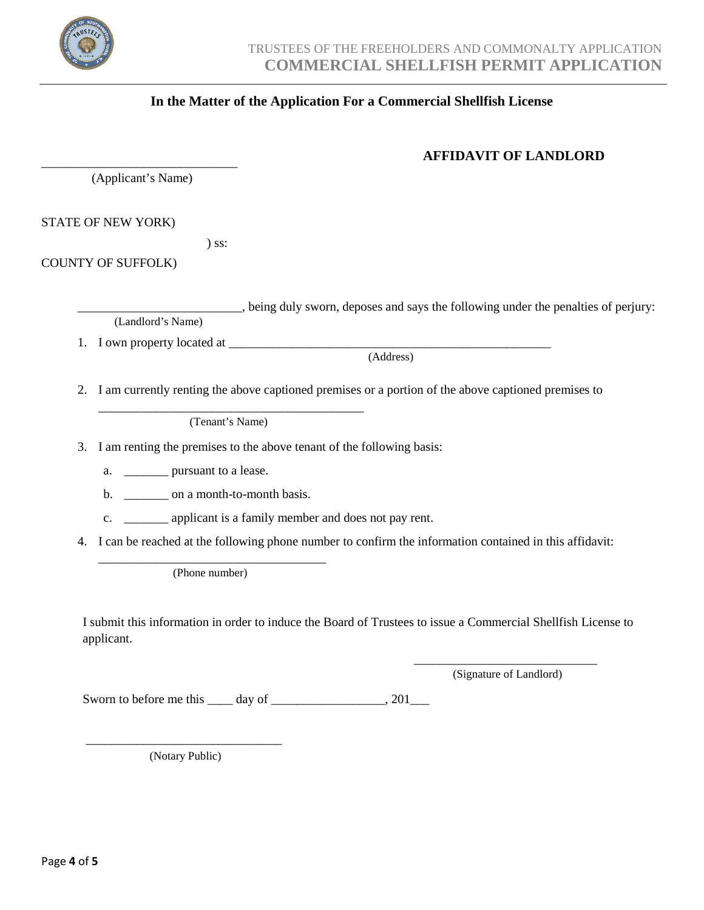TRUSTEES OF THE FREEHOLDERS AND COMMONALTY APPLICATION
**COMMERCIAL SHELLFISH PERMIT APPLICATION**

**In the Matter of the Application For a Commercial Shellfish License**

**AFFIDAVIT OF LANDLORD**

_______________________________
(Applicant's Name)

STATE OF NEW YORK)

) ss:

COUNTY OF SUFFOLK)

_________________________, being duly sworn, deposes and says the following under the penalties of perjury:
(Landlord's Name)

1. I own property located at _____________________________________________________
(Address)

2. I am currently renting the above captioned premises or a portion of the above captioned premises to
__________________________________________
(Tenant's Name)

3. I am renting the premises to the above tenant of the following basis:
   a. _______ pursuant to a lease.
   b. _______ on a month-to-month basis.
   c. _______ applicant is a family member and does not pay rent.

4. I can be reached at the following phone number to confirm the information contained in this affidavit:
____________________________________
(Phone number)

I submit this information in order to induce the Board of Trustees to issue a Commercial Shellfish License to applicant.

_____________________________
(Signature of Landlord)

Sworn to before me this ____ day of _________________, 201___

_______________________________
(Notary Public)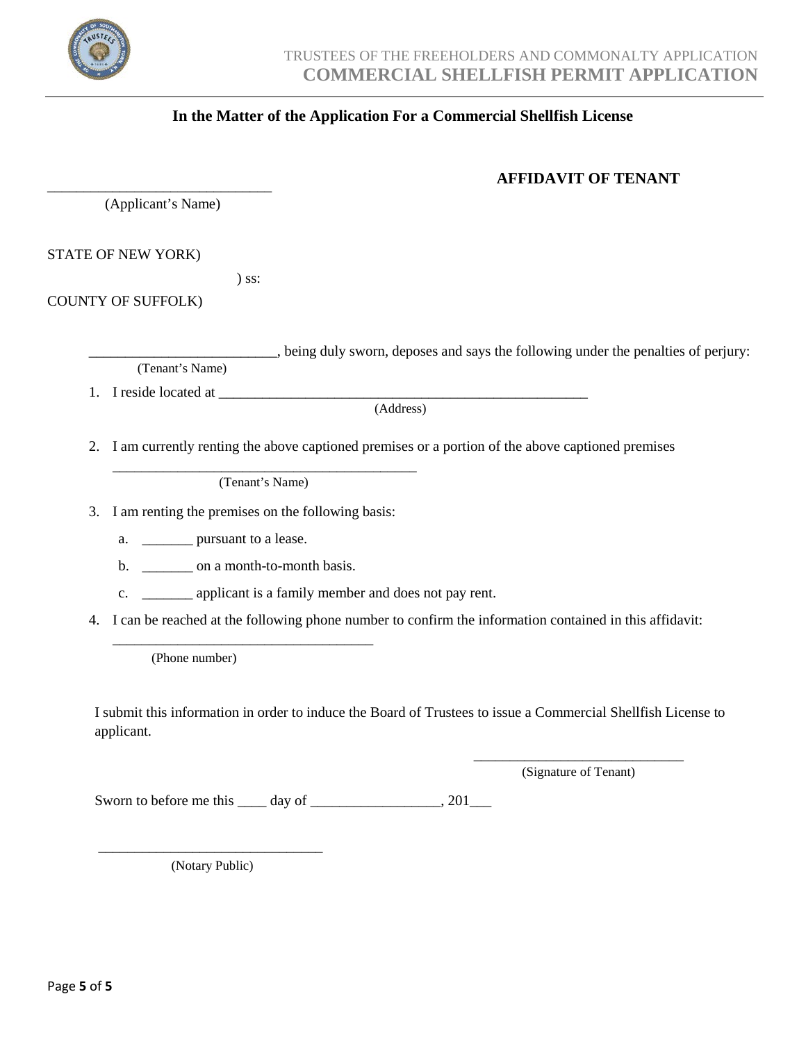**In the Matter of the Application For a Commercial Shellfish License**

______________________________
(Applicant's Name)

**AFFIDAVIT OF TENANT**

STATE OF NEW YORK)

) ss:

COUNTY OF SUFFOLK)

_________________________, being duly sworn, deposes and says the following under the penalties of perjury:
(Tenant's Name)

1. I reside located at ___________________________________________________
   (Address)

2. I am currently renting the above captioned premises or a portion of the above captioned premises
   _________________________________________
   (Tenant's Name)

3. I am renting the premises on the following basis:

   a. _______ pursuant to a lease.

   b. _______ on a month-to-month basis.

   c. _______ applicant is a family member and does not pay rent.

4. I can be reached at the following phone number to confirm the information contained in this affidavit:
   ___________________________________
   (Phone number)

I submit this information in order to induce the Board of Trustees to issue a Commercial Shellfish License to applicant.

_____________________________
(Signature of Tenant)

Sworn to before me this ____ day of _________________, 201___

______________________________
(Notary Public)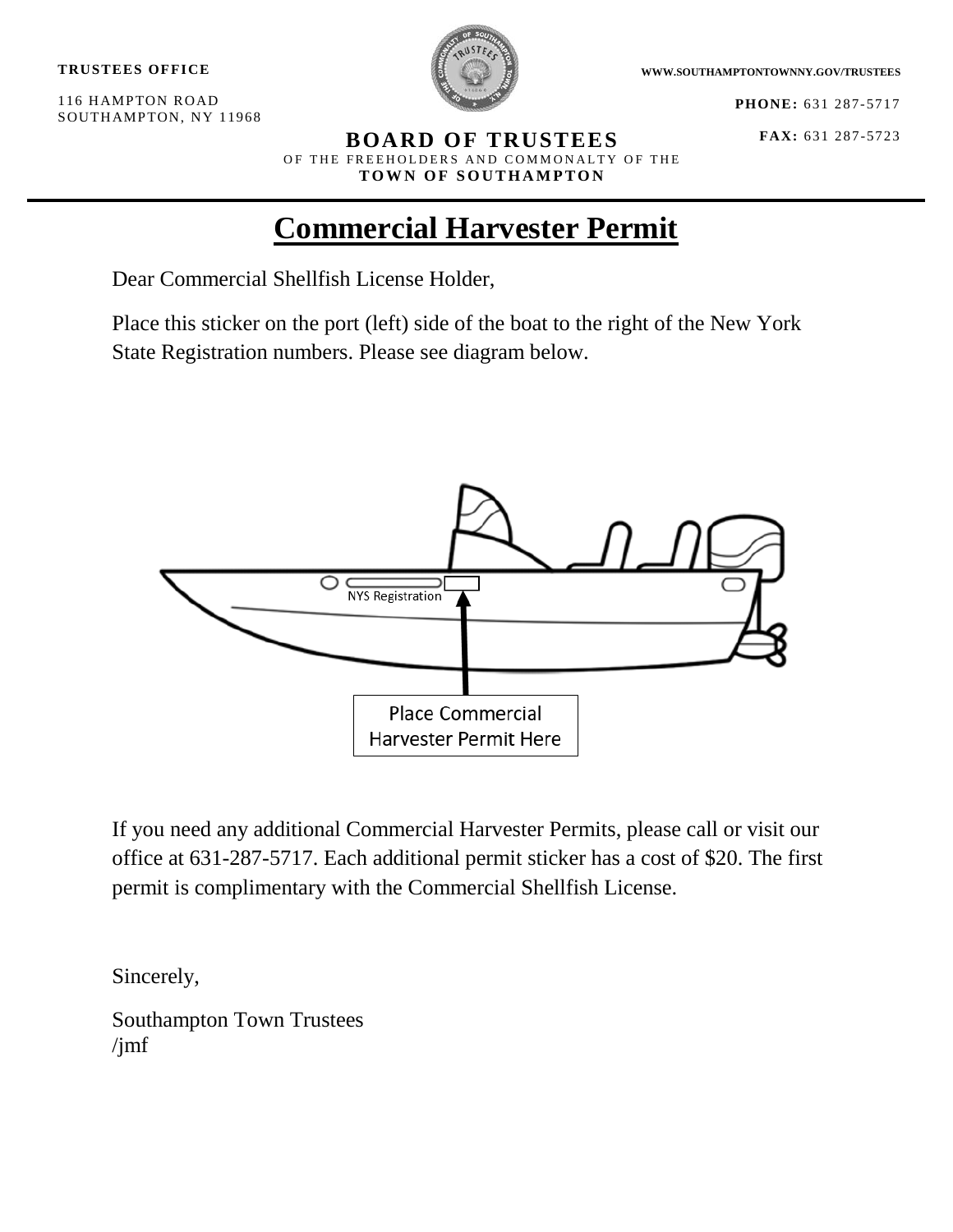**TRUSTEES OFFICE**

116 HAMPTON ROAD
SOUTHAMPTON, NY 11968

**WWW.SOUTHAMPTONTOWNNY.GOV/TRUSTEES**

**PHONE:** 631 287-5717

**FAX:** 631 287-5723

**BOARD OF TRUSTEES**
OF THE FREEHOLDERS AND COMMONALTY OF THE
**TOWN OF SOUTHAMPTON**

# Commercial Harvester Permit

Dear Commercial Shellfish License Holder,

Place this sticker on the port (left) side of the boat to the right of the New York State Registration numbers. Please see diagram below.

NYS Registration

Place Commercial Harvester Permit Here

If you need any additional Commercial Harvester Permits, please call or visit our office at 631-287-5717. Each additional permit sticker has a cost of $20. The first permit is complimentary with the Commercial Shellfish License.

Sincerely,

Southampton Town Trustees
/jmf